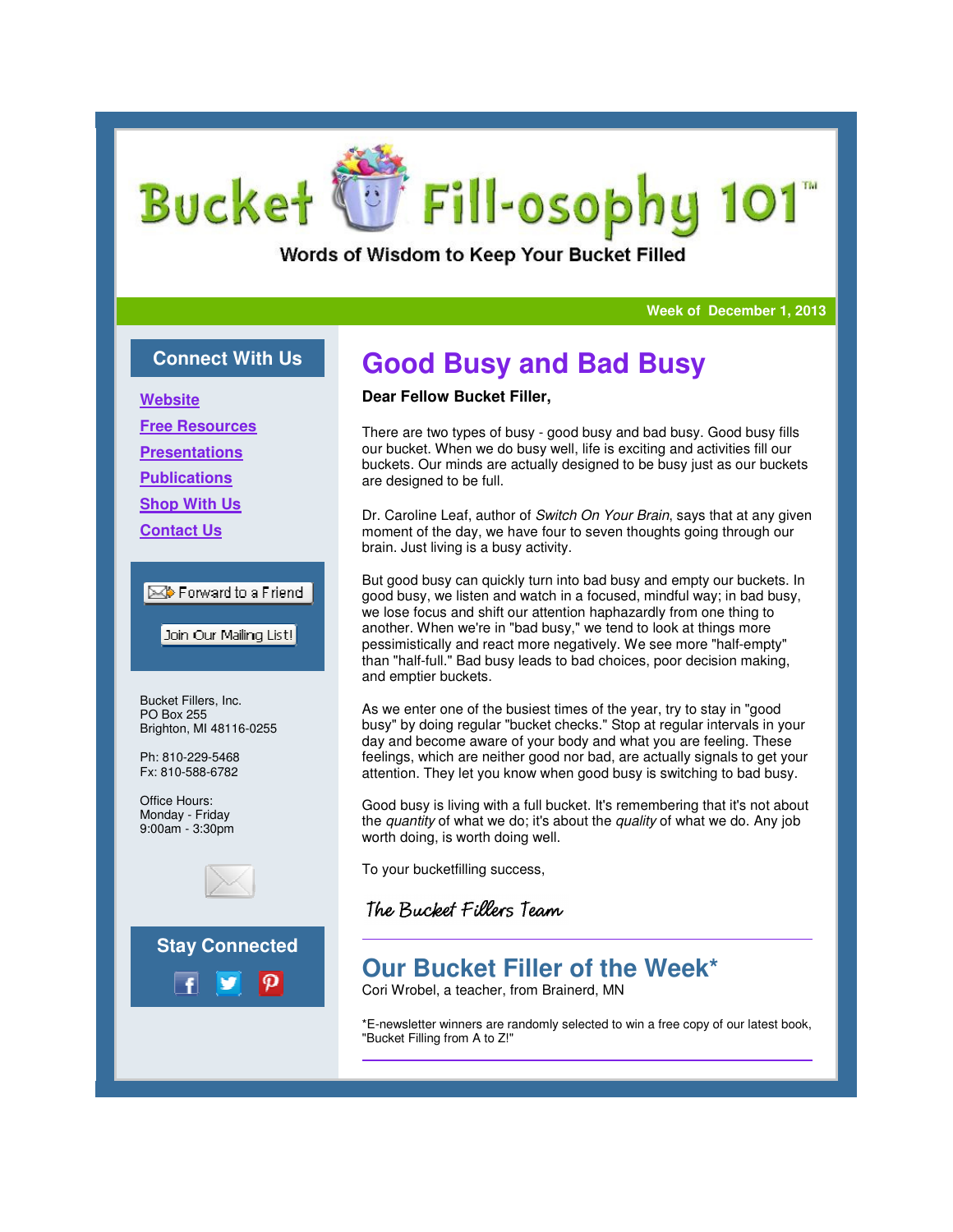# Bucket Fill-osophy 101™

Words of Wisdom to Keep Your Bucket Filled

Week of December 1, 2013

## Connect With Us

- Website
- Free Resources
- Presentations
- Publications
- Shop With Us
- Contact Us

Forward to a Friend

Join Our Mailing List!

Bucket Fillers, Inc.
PO Box 255
Brighton, MI 48116-0255

Ph: 810-229-5468
Fx: 810-588-6782

Office Hours:
Monday - Friday
9:00am - 3:30pm

## Stay Connected

# Good Busy and Bad Busy

**Dear Fellow Bucket Filler,**

There are two types of busy - good busy and bad busy. Good busy fills our bucket. When we do busy well, life is exciting and activities fill our buckets. Our minds are actually designed to be busy just as our buckets are designed to be full.

Dr. Caroline Leaf, author of *Switch On Your Brain*, says that at any given moment of the day, we have four to seven thoughts going through our brain. Just living is a busy activity.

But good busy can quickly turn into bad busy and empty our buckets. In good busy, we listen and watch in a focused, mindful way; in bad busy, we lose focus and shift our attention haphazardly from one thing to another. When we're in "bad busy," we tend to look at things more pessimistically and react more negatively. We see more "half-empty" than "half-full." Bad busy leads to bad choices, poor decision making, and emptier buckets.

As we enter one of the busiest times of the year, try to stay in "good busy" by doing regular "bucket checks." Stop at regular intervals in your day and become aware of your body and what you are feeling. These feelings, which are neither good nor bad, are actually signals to get your attention. They let you know when good busy is switching to bad busy.

Good busy is living with a full bucket. It's remembering that it's not about the *quantity* of what we do; it's about the *quality* of what we do. Any job worth doing, is worth doing well.

To your bucketfilling success,

*The Bucket Fillers Team*

---

## Our Bucket Filler of the Week*

Cori Wrobel, a teacher, from Brainerd, MN

*E-newsletter winners are randomly selected to win a free copy of our latest book, "Bucket Filling from A to Z!"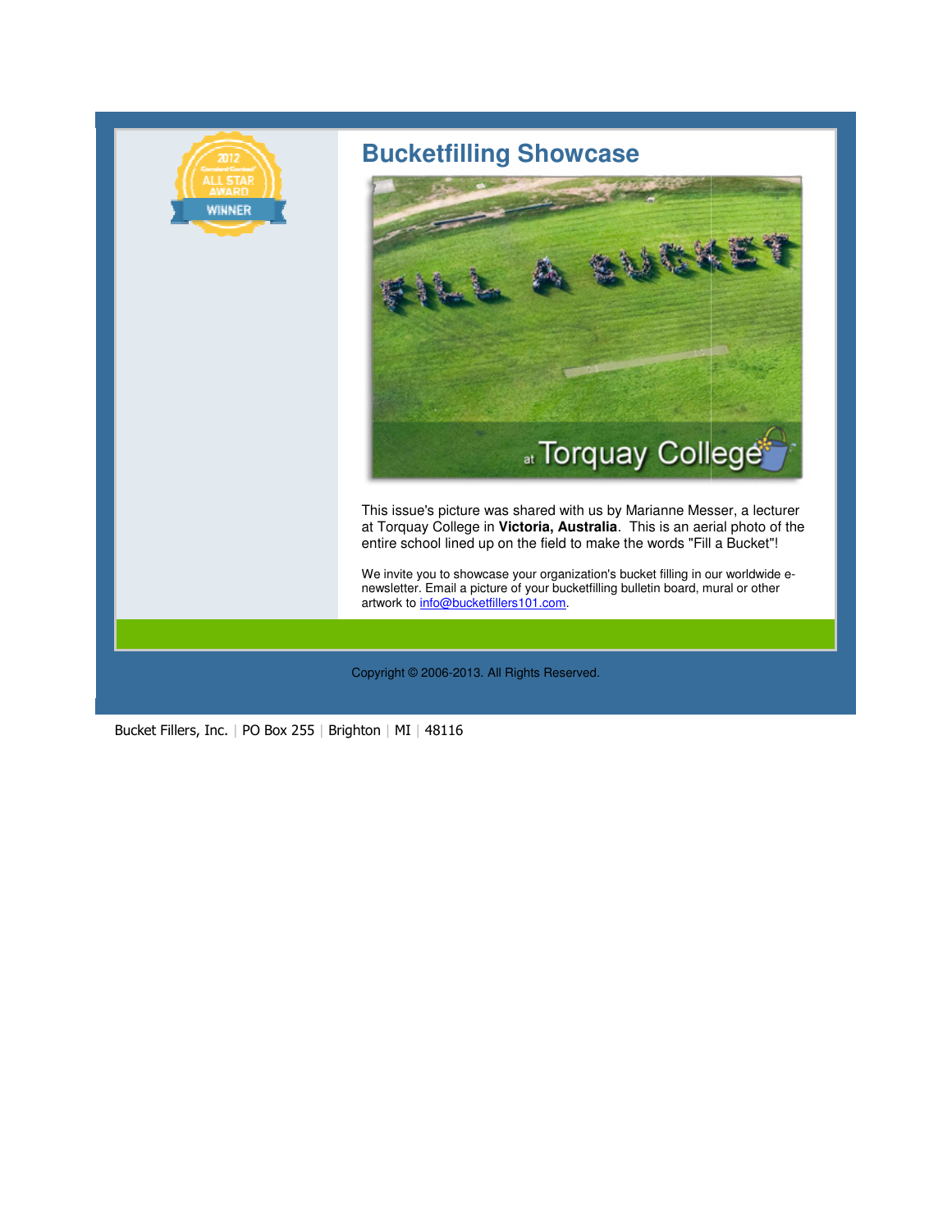## Bucketfilling Showcase

This issue's picture was shared with us by Marianne Messer, a lecturer at Torquay College in **Victoria, Australia**. This is an aerial photo of the entire school lined up on the field to make the words "Fill a Bucket"!

We invite you to showcase your organization's bucket filling in our worldwide e-newsletter. Email a picture of your bucketfilling bulletin board, mural or other artwork to info@bucketfillers101.com.

Copyright © 2006-2013. All Rights Reserved.

Bucket Fillers, Inc. | PO Box 255 | Brighton | MI | 48116